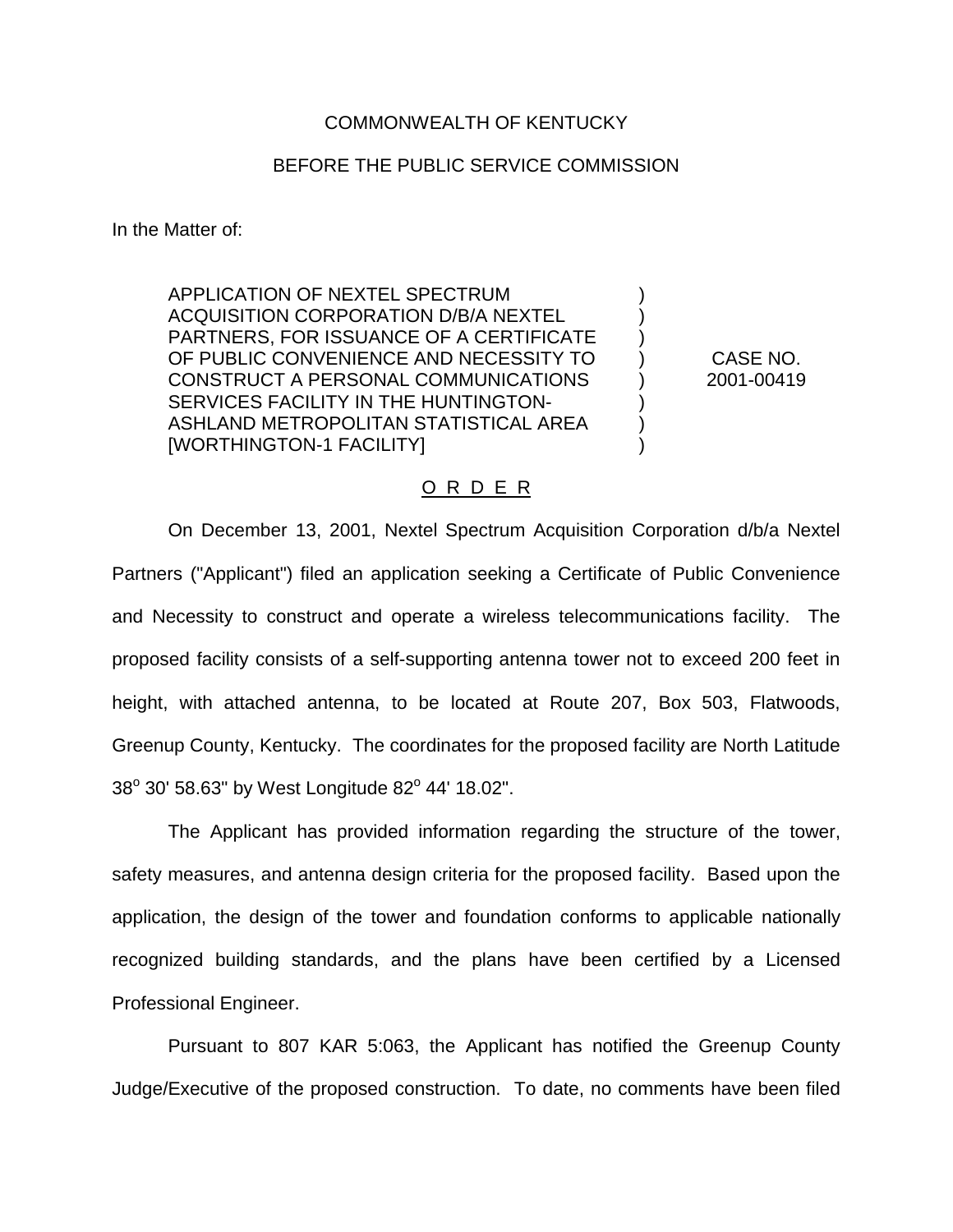COMMONWEALTH OF KENTUCKY

BEFORE THE PUBLIC SERVICE COMMISSION

In the Matter of:

| | | |
|---|---|---|
| APPLICATION OF NEXTEL SPECTRUM ACQUISITION CORPORATION D/B/A NEXTEL PARTNERS, FOR ISSUANCE OF A CERTIFICATE OF PUBLIC CONVENIENCE AND NECESSITY TO CONSTRUCT A PERSONAL COMMUNICATIONS SERVICES FACILITY IN THE HUNTINGTON-ASHLAND METROPOLITAN STATISTICAL AREA [WORTHINGTON-1 FACILITY] | ) | CASE NO. 2001-00419 |

O R D E R

On December 13, 2001, Nextel Spectrum Acquisition Corporation d/b/a Nextel Partners ("Applicant") filed an application seeking a Certificate of Public Convenience and Necessity to construct and operate a wireless telecommunications facility. The proposed facility consists of a self-supporting antenna tower not to exceed 200 feet in height, with attached antenna, to be located at Route 207, Box 503, Flatwoods, Greenup County, Kentucky. The coordinates for the proposed facility are North Latitude 38° 30' 58.63" by West Longitude 82° 44' 18.02".

The Applicant has provided information regarding the structure of the tower, safety measures, and antenna design criteria for the proposed facility. Based upon the application, the design of the tower and foundation conforms to applicable nationally recognized building standards, and the plans have been certified by a Licensed Professional Engineer.

Pursuant to 807 KAR 5:063, the Applicant has notified the Greenup County Judge/Executive of the proposed construction. To date, no comments have been filed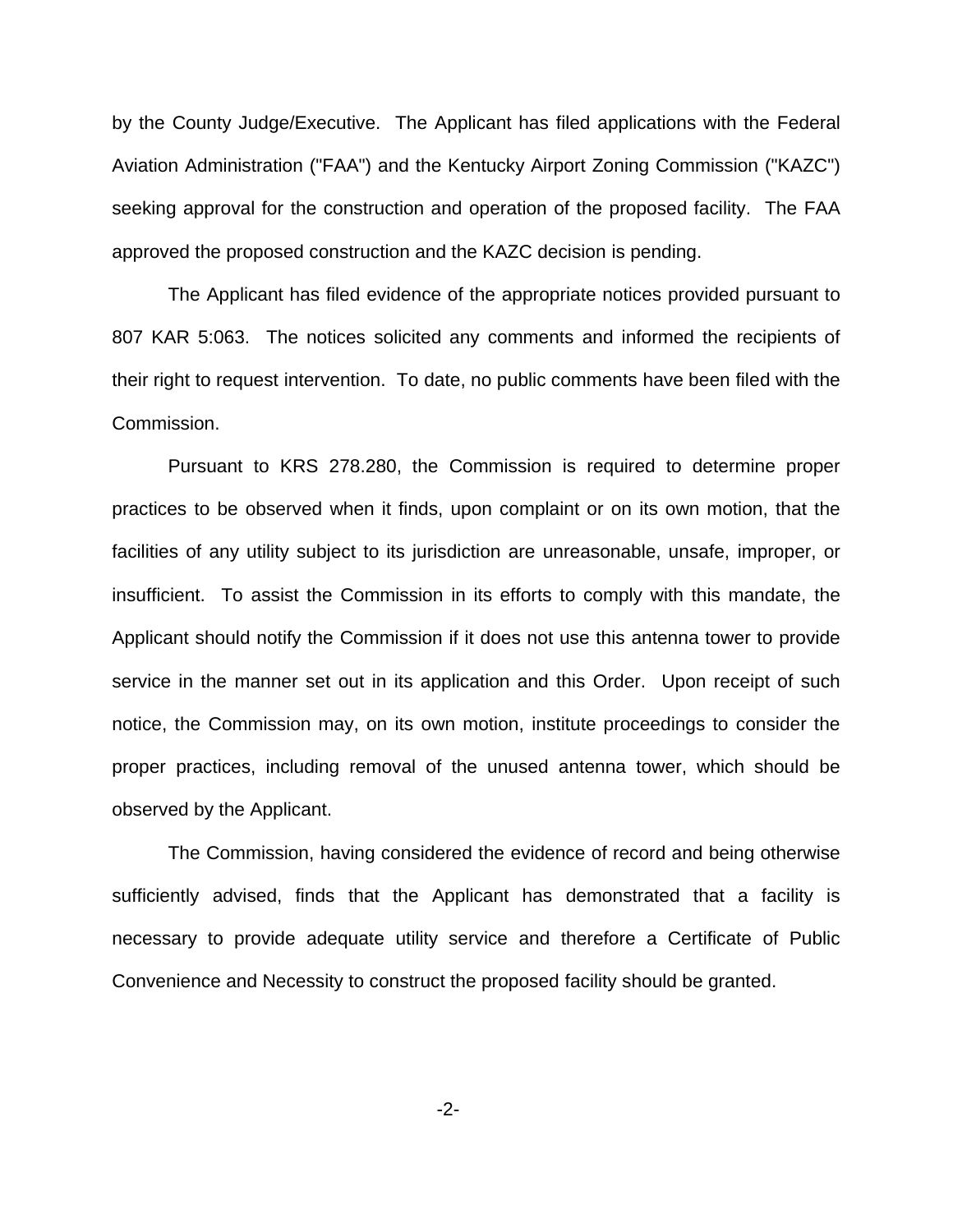by the County Judge/Executive. The Applicant has filed applications with the Federal Aviation Administration ("FAA") and the Kentucky Airport Zoning Commission ("KAZC") seeking approval for the construction and operation of the proposed facility. The FAA approved the proposed construction and the KAZC decision is pending.

The Applicant has filed evidence of the appropriate notices provided pursuant to 807 KAR 5:063. The notices solicited any comments and informed the recipients of their right to request intervention. To date, no public comments have been filed with the Commission.

Pursuant to KRS 278.280, the Commission is required to determine proper practices to be observed when it finds, upon complaint or on its own motion, that the facilities of any utility subject to its jurisdiction are unreasonable, unsafe, improper, or insufficient. To assist the Commission in its efforts to comply with this mandate, the Applicant should notify the Commission if it does not use this antenna tower to provide service in the manner set out in its application and this Order. Upon receipt of such notice, the Commission may, on its own motion, institute proceedings to consider the proper practices, including removal of the unused antenna tower, which should be observed by the Applicant.

The Commission, having considered the evidence of record and being otherwise sufficiently advised, finds that the Applicant has demonstrated that a facility is necessary to provide adequate utility service and therefore a Certificate of Public Convenience and Necessity to construct the proposed facility should be granted.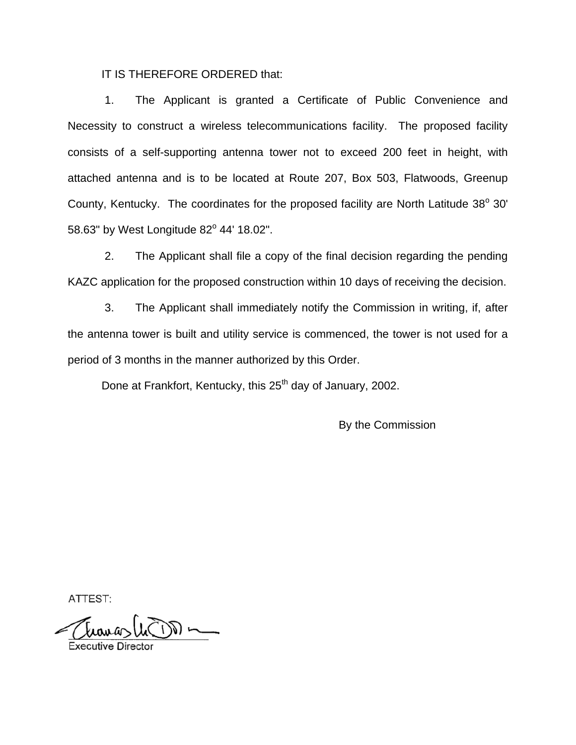IT IS THEREFORE ORDERED that:

1. The Applicant is granted a Certificate of Public Convenience and Necessity to construct a wireless telecommunications facility. The proposed facility consists of a self-supporting antenna tower not to exceed 200 feet in height, with attached antenna and is to be located at Route 207, Box 503, Flatwoods, Greenup County, Kentucky. The coordinates for the proposed facility are North Latitude 38$^{o}$ 30' 58.63" by West Longitude 82$^{o}$ 44' 18.02".

2. The Applicant shall file a copy of the final decision regarding the pending KAZC application for the proposed construction within 10 days of receiving the decision.

3. The Applicant shall immediately notify the Commission in writing, if, after the antenna tower is built and utility service is commenced, the tower is not used for a period of 3 months in the manner authorized by this Order.

Done at Frankfort, Kentucky, this 25th day of January, 2002.

By the Commission

ATTEST:

Executive Director